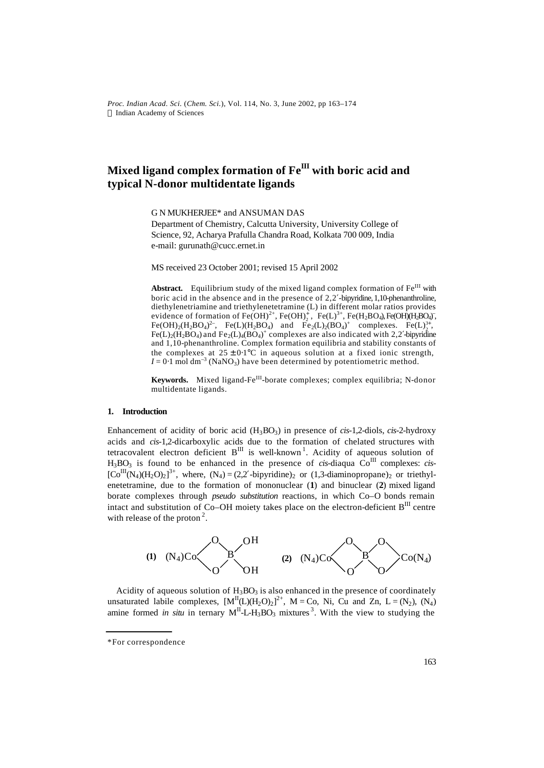# Mixed ligand complex formation of $Fe^{III}$ with boric acid and typical N-donor multidentate ligands

G N MUKHERJEE* and ANSUMAN DAS

Department of Chemistry, Calcutta University, University College of Science, 92, Acharya Prafulla Chandra Road, Kolkata 700 009, India

e-mail: gurunath@cucc.ernet.in

MS received 23 October 2001; revised 15 April 2002

**Abstract.** Equilibrium study of the mixed ligand complex formation of $Fe^{III}$ with boric acid in the absence and in the presence of 2,2′-bipyridine, 1,10-phenanthroline, diethylenetriamine and triethylenetetramine (L) in different molar ratios provides evidence of formation of $Fe(OH)^{2+}$, $Fe(OH)_2^+$, $Fe(L)^{3+}$, $Fe(H_2BO_4)$, $Fe(OH)(H_2BO_4)^-$, $Fe(OH)_2(H_2BO_4)^{2-}$, $Fe(L)(H_2BO_4)$ and $Fe_2(L)_2(BO_4)^+$ complexes. $Fe(L)_2^{3+}$, $Fe(L)_2(H_2BO_4)$ and $Fe_2(L)_4(BO_4)^+$ complexes are also indicated with 2,2′-bipyridine and 1,10-phenanthroline. Complex formation equilibria and stability constants of the complexes at $25 \pm 0{\cdot}1°C$ in aqueous solution at a fixed ionic strength, $I = 0{\cdot}1$ mol dm$^{-3}$ ($NaNO_3$) have been determined by potentiometric method.

**Keywords.** Mixed ligand-$Fe^{III}$-borate complexes; complex equilibria; N-donor multidentate ligands.

## 1. Introduction

Enhancement of acidity of boric acid ($H_3BO_3$) in presence of *cis*-1,2-diols, *cis*-2-hydroxy acids and *cis*-1,2-dicarboxylic acids due to the formation of chelated structures with tetracovalent electron deficient $B^{III}$ is well-known[1]. Acidity of aqueous solution of $H_3BO_3$ is found to be enhanced in the presence of *cis*-diaqua $Co^{III}$ complexes: *cis*-$[Co^{III}(N_4)(H_2O)_2]^{3+}$, where, $(N_4) = (2,2'\text{-bipyridine})_2$ or $(1,3\text{-diaminopropane})_2$ or triethylenetetramine, due to the formation of mononuclear (**1**) and binuclear (**2**) mixed ligand borate complexes through *pseudo substitution* reactions, in which Co–O bonds remain intact and substitution of Co–OH moiety takes place on the electron-deficient $B^{III}$ centre with release of the proton[2].

**(1)** $(N_4)Co$ O O B OH OH  **(2)** $(N_4)Co$ O O B O O $Co(N_4)$

Acidity of aqueous solution of $H_3BO_3$ is also enhanced in the presence of coordinately unsaturated labile complexes, $[M^{II}(L)(H_2O)_2]^{2+}$, M = Co, Ni, Cu and Zn, L = $(N_2)$, $(N_4)$ amine formed *in situ* in ternary $M^{II}$-L-$H_3BO_3$ mixtures[3]. With the view to studying the

*For correspondence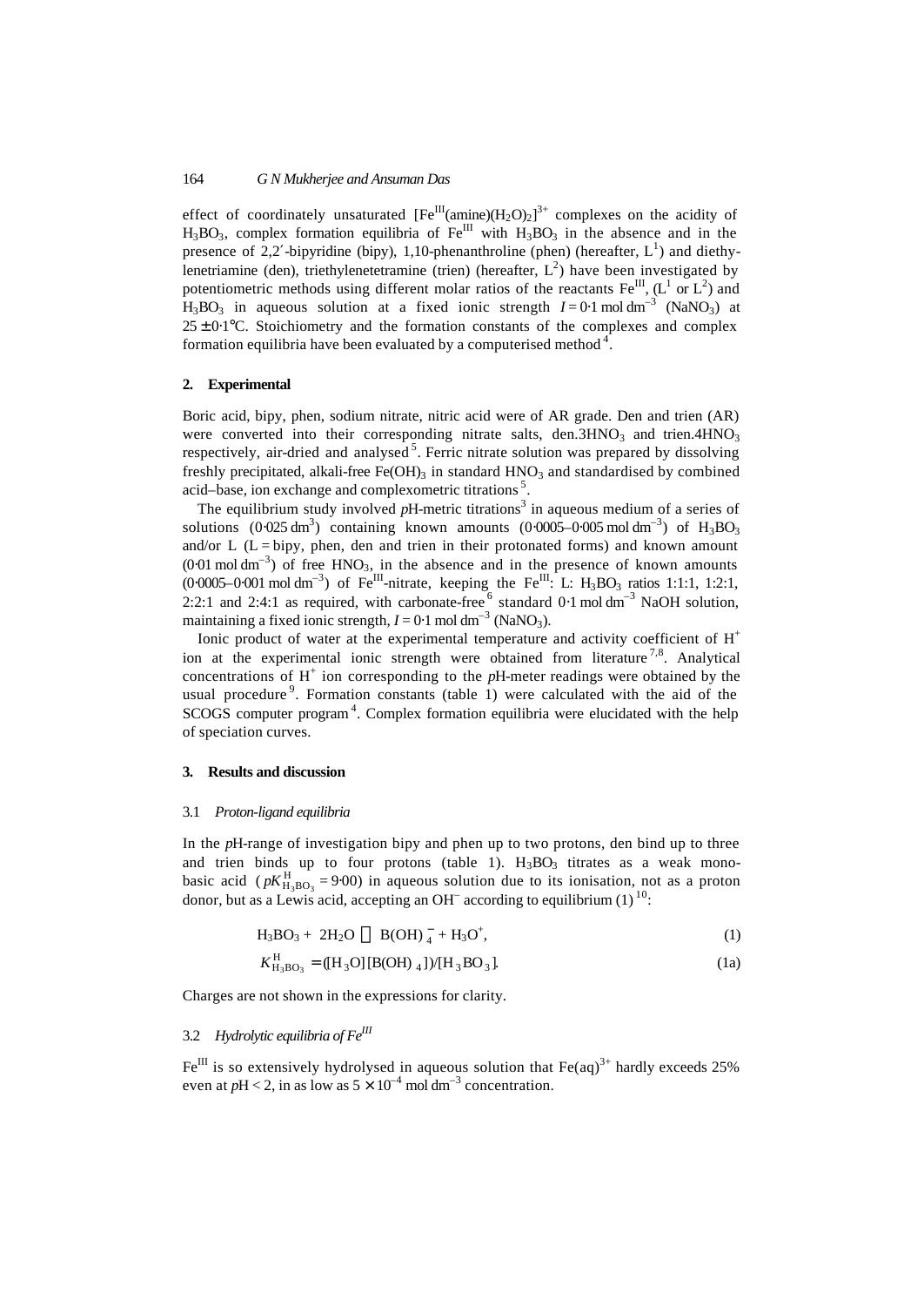effect of coordinately unsaturated $[Fe^{III}(amine)(H_2O)_2]^{3+}$ complexes on the acidity of $H_3BO_3$, complex formation equilibria of $Fe^{III}$ with $H_3BO_3$ in the absence and in the presence of 2,2′-bipyridine (bipy), 1,10-phenanthroline (phen) (hereafter, $L^1$) and diethylenetriamine (den), triethylenetetramine (trien) (hereafter, $L^2$) have been investigated by potentiometric methods using different molar ratios of the reactants $Fe^{III}$, ($L^1$ or $L^2$) and $H_3BO_3$ in aqueous solution at a fixed ionic strength $I = 0{\cdot}1\ mol\ dm^{-3}$ ($NaNO_3$) at $25 \pm 0{\cdot}1$°C. Stoichiometry and the formation constants of the complexes and complex formation equilibria have been evaluated by a computerised method [4].

## 2. Experimental

Boric acid, bipy, phen, sodium nitrate, nitric acid were of AR grade. Den and trien (AR) were converted into their corresponding nitrate salts, den.3$HNO_3$ and trien.4$HNO_3$ respectively, air-dried and analysed [5]. Ferric nitrate solution was prepared by dissolving freshly precipitated, alkali-free $Fe(OH)_3$ in standard $HNO_3$ and standardised by combined acid–base, ion exchange and complexometric titrations [5].

The equilibrium study involved *p*H-metric titrations[3] in aqueous medium of a series of solutions ($0{\cdot}025\ dm^3$) containing known amounts ($0{\cdot}0005$–$0{\cdot}005\ mol\ dm^{-3}$) of $H_3BO_3$ and/or L (L = bipy, phen, den and trien in their protonated forms) and known amount ($0{\cdot}01\ mol\ dm^{-3}$) of free $HNO_3$, in the absence and in the presence of known amounts ($0{\cdot}0005$–$0{\cdot}001\ mol\ dm^{-3}$) of $Fe^{III}$-nitrate, keeping the $Fe^{III}$: L: $H_3BO_3$ ratios 1:1:1, 1:2:1, 2:2:1 and 2:4:1 as required, with carbonate-free [6] standard $0{\cdot}1\ mol\ dm^{-3}$ NaOH solution, maintaining a fixed ionic strength, $I = 0{\cdot}1\ mol\ dm^{-3}$ ($NaNO_3$).

Ionic product of water at the experimental temperature and activity coefficient of $H^+$ ion at the experimental ionic strength were obtained from literature [7,8]. Analytical concentrations of $H^+$ ion corresponding to the *p*H-meter readings were obtained by the usual procedure [9]. Formation constants (table 1) were calculated with the aid of the SCOGS computer program [4]. Complex formation equilibria were elucidated with the help of speciation curves.

## 3. Results and discussion

### 3.1 *Proton-ligand equilibria*

In the *p*H-range of investigation bipy and phen up to two protons, den bind up to three and trien binds up to four protons (table 1). $H_3BO_3$ titrates as a weak monobasic acid ($pK^H_{H_3BO_3} = 9{\cdot}00$) in aqueous solution due to its ionisation, not as a proton donor, but as a Lewis acid, accepting an $OH^-$ according to equilibrium (1) [10]:

$$H_3BO_3 + 2H_2O \rightleftharpoons B(OH)_4^- + H_3O^+, \tag{1}$$

$$K^H_{H_3BO_3} = ([H_3O][B(OH)_4])/[H_3BO_3]. \tag{1a}$$

Charges are not shown in the expressions for clarity.

### 3.2 *Hydrolytic equilibria of $Fe^{III}$*

$Fe^{III}$ is so extensively hydrolysed in aqueous solution that $Fe(aq)^{3+}$ hardly exceeds 25% even at *p*H < 2, in as low as $5 \times 10^{-4}\ mol\ dm^{-3}$ concentration.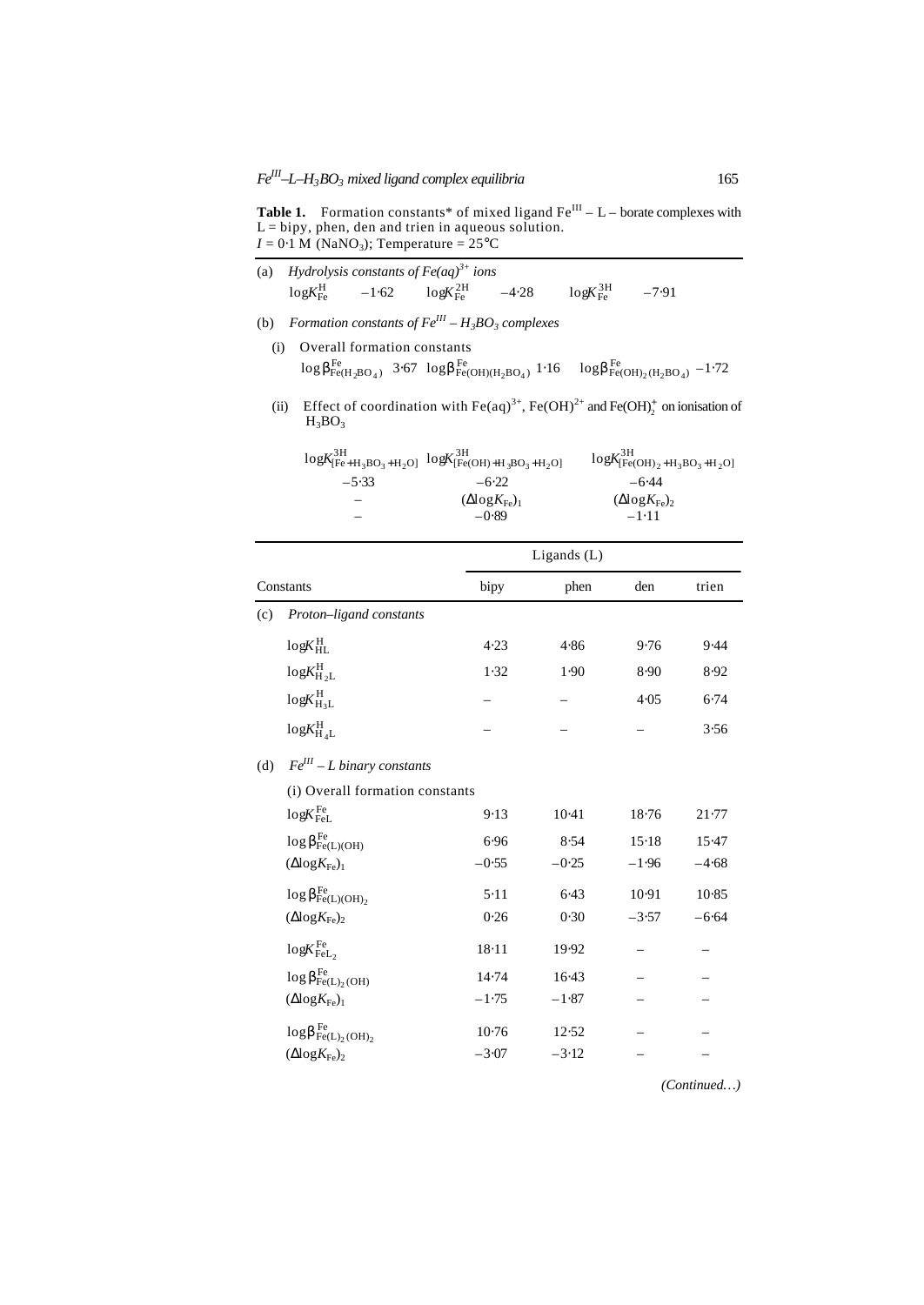**Table 1.** Formation constants* of mixed ligand $Fe^{III}$ – L – borate complexes with L = bipy, phen, den and trien in aqueous solution.
$I$ = 0·1 M ($NaNO_3$); Temperature = 25°C

(a) *Hydrolysis constants of $Fe(aq)^{3+}$ ions*

$\log K^{H}_{Fe}$ −1·62 $\log K^{2H}_{Fe}$ −4·28 $\log K^{3H}_{Fe}$ −7·91

(b) *Formation constants of $Fe^{III}$ – $H_3BO_3$ complexes*

(i) Overall formation constants

$\log \beta^{Fe}_{Fe(H_2BO_4)}$ 3·67 $\log \beta^{Fe}_{Fe(OH)(H_2BO_4)}$ 1·16 $\log \beta^{Fe}_{Fe(OH)_2(H_2BO_4)}$ −1·72

(ii) Effect of coordination with $Fe(aq)^{3+}$, $Fe(OH)^{2+}$ and $Fe(OH)_2^{+}$ on ionisation of $H_3BO_3$

| $\log K^{3H}_{[Fe+H_3BO_3+H_2O]}$ | $\log K^{3H}_{[Fe(OH)+H_3BO_3+H_2O]}$ | $\log K^{3H}_{[Fe(OH)_2+H_3BO_3+H_2O]}$ |
|---|---|---|
| −5·33 | −6·22 | −6·44 |
| – | $(\Delta\log K_{Fe})_1$ | $(\Delta\log K_{Fe})_2$ |
| – | −0·89 | −1·11 |

| | Ligands (L) | | | |
|---|---|---|---|---|
| Constants | bipy | phen | den | trien |
| (c) *Proton–ligand constants* | | | | |
| $\log K^{H}_{HL}$ | 4·23 | 4·86 | 9·76 | 9·44 |
| $\log K^{H}_{H_2L}$ | 1·32 | 1·90 | 8·90 | 8·92 |
| $\log K^{H}_{H_3L}$ | – | – | 4·05 | 6·74 |
| $\log K^{H}_{H_4L}$ | – | – | – | 3·56 |
| (d) *$Fe^{III}$ – L binary constants* | | | | |
| (i) Overall formation constants | | | | |
| $\log K^{Fe}_{FeL}$ | 9·13 | 10·41 | 18·76 | 21·77 |
| $\log \beta^{Fe}_{Fe(L)(OH)}$ | 6·96 | 8·54 | 15·18 | 15·47 |
| $(\Delta\log K_{Fe})_1$ | −0·55 | −0·25 | −1·96 | −4·68 |
| $\log \beta^{Fe}_{Fe(L)(OH)_2}$ | 5·11 | 6·43 | 10·91 | 10·85 |
| $(\Delta\log K_{Fe})_2$ | 0·26 | 0·30 | −3·57 | −6·64 |
| $\log K^{Fe}_{FeL_2}$ | 18·11 | 19·92 | – | – |
| $\log \beta^{Fe}_{Fe(L)_2(OH)}$ | 14·74 | 16·43 | – | – |
| $(\Delta\log K_{Fe})_1$ | −1·75 | −1·87 | – | – |
| $\log \beta^{Fe}_{Fe(L)_2(OH)_2}$ | 10·76 | 12·52 | – | – |
| $(\Delta\log K_{Fe})_2$ | −3·07 | −3·12 | – | – |

*(Continued…)*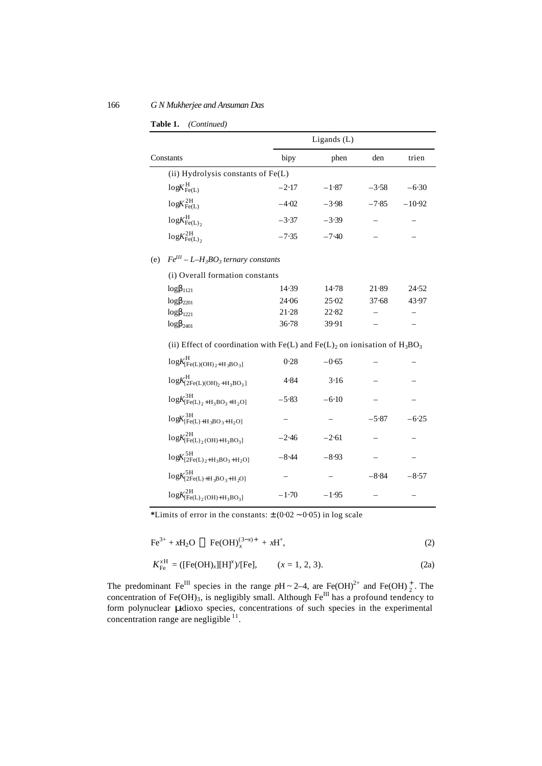**Table 1.** *(Continued)*

| Constants | Ligands (L) | | | |
|---|---|---|---|---|
| | bipy | phen | den | trien |
| (ii) Hydrolysis constants of Fe(L) | | | | |
| $\log K^{H}_{Fe(L)}$ | $-2{\cdot}17$ | $-1{\cdot}87$ | $-3{\cdot}58$ | $-6{\cdot}30$ |
| $\log K^{2H}_{Fe(L)}$ | $-4{\cdot}02$ | $-3{\cdot}98$ | $-7{\cdot}85$ | $-10{\cdot}92$ |
| $\log K^{H}_{Fe(L)_2}$ | $-3{\cdot}37$ | $-3{\cdot}39$ | – | – |
| $\log K^{2H}_{Fe(L)_2}$ | $-7{\cdot}35$ | $-7{\cdot}40$ | – | – |
| (e) *$Fe^{III}$ – L–$H_3BO_3$ ternary constants* | | | | |
| (i) Overall formation constants | | | | |
| $\log\beta_{1121}$ | 14·39 | 14·78 | 21·89 | 24·52 |
| $\log\beta_{2201}$ | 24·06 | 25·02 | 37·68 | 43·97 |
| $\log\beta_{1221}$ | 21·28 | 22·82 | – | – |
| $\log\beta_{2401}$ | 36·78 | 39·91 | – | – |
| (ii) Effect of coordination with Fe(L) and $Fe(L)_2$ on ionisation of $H_3BO_3$ | | | | |
| $\log K^{H}_{[Fe(L)(OH)_2+H_3BO_3]}$ | 0·28 | $-0{\cdot}65$ | – | – |
| $\log K^{H}_{[2Fe(L)(OH)_2+H_3BO_3]}$ | 4·84 | 3·16 | – | – |
| $\log K^{3H}_{[Fe(L)_2+H_3BO_3+H_2O]}$ | $-5{\cdot}83$ | $-6{\cdot}10$ | – | – |
| $\log K^{3H}_{[Fe(L)+H_3BO_3+H_2O]}$ | – | – | $-5{\cdot}87$ | $-6{\cdot}25$ |
| $\log K^{2H}_{[Fe(L)_2(OH)+H_3BO_3]}$ | $-2{\cdot}46$ | $-2{\cdot}61$ | – | – |
| $\log K^{5H}_{[2Fe(L)_2+H_3BO_3+H_2O]}$ | $-8{\cdot}44$ | $-8{\cdot}93$ | – | – |
| $\log K^{5H}_{[2Fe(L)+H_3BO_3+H_2O]}$ | – | – | $-8{\cdot}84$ | $-8{\cdot}57$ |
| $\log K^{2H}_{[Fe(L)_2(OH)+H_3BO_3]}$ | $-1{\cdot}70$ | $-1{\cdot}95$ | – | – |

*Limits of error in the constants: $\pm(0{\cdot}02 \sim 0{\cdot}05)$ in log scale

$$Fe^{3+} + xH_2O \rightleftharpoons Fe(OH)_x^{(3-x)+} + xH^+, \tag{2}$$

$$K^{xH}_{Fe} = ([Fe(OH)_x][H]^x)/[Fe], \qquad (x = 1, 2, 3). \tag{2a}$$

The predominant $Fe^{III}$ species in the range $pH \sim 2$–4, are $Fe(OH)^{2+}$ and $Fe(OH)_2^+$. The concentration of $Fe(OH)_3$, is negligibly small. Although $Fe^{III}$ has a profound tendency to form polynuclear μ-dioxo species, concentrations of such species in the experimental concentration range are negligible [11].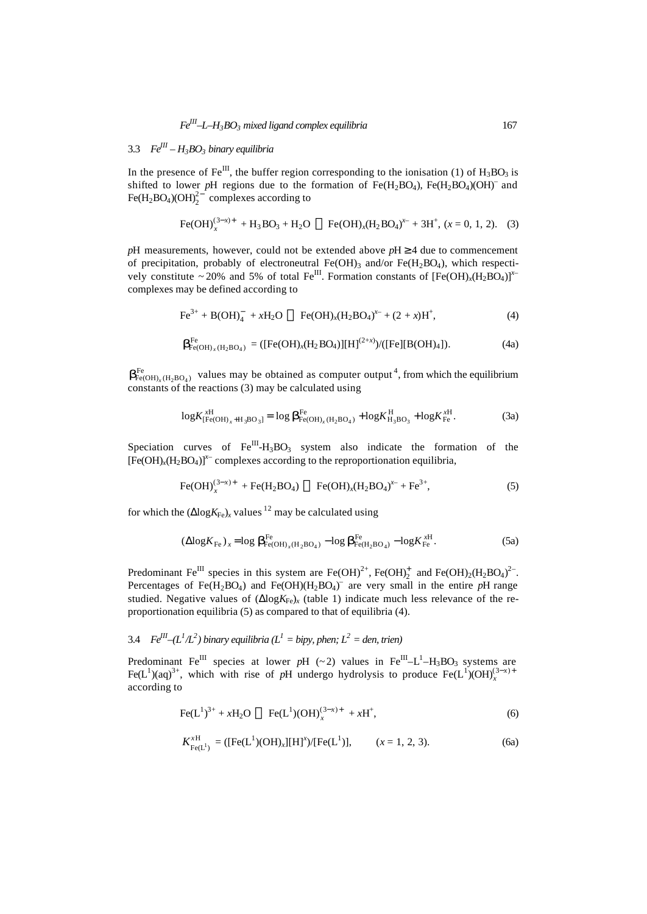### 3.3 $Fe^{III} – H_3BO_3$ binary equilibria

In the presence of $Fe^{III}$, the buffer region corresponding to the ionisation (1) of $H_3BO_3$ is shifted to lower *p*H regions due to the formation of $Fe(H_2BO_4)$, $Fe(H_2BO_4)(OH)^-$ and $Fe(H_2BO_4)(OH)_2^{2-}$ complexes according to

$$Fe(OH)_x^{(3-x)+} + H_3BO_3 + H_2O \rightleftharpoons Fe(OH)_x(H_2BO_4)^{x-} + 3H^+, \ (x = 0, 1, 2). \quad (3)$$

*p*H measurements, however, could not be extended above *p*H ≥ 4 due to commencement of precipitation, probably of electroneutral $Fe(OH)_3$ and/or $Fe(H_2BO_4)$, which respectively constitute ~ 20% and 5% of total $Fe^{III}$. Formation constants of $[Fe(OH)_x(H_2BO_4)]^{x-}$ complexes may be defined according to

$$Fe^{3+} + B(OH)_4^- + xH_2O \rightleftharpoons Fe(OH)_x(H_2BO_4)^{x-} + (2 + x)H^+, \quad (4)$$

$$\beta^{Fe}_{Fe(OH)_x(H_2BO_4)} = ([Fe(OH)_x(H_2BO_4)][H]^{(2+x)})/([Fe][B(OH)_4]). \quad (4a)$$

$\beta^{Fe}_{Fe(OH)_x(H_2BO_4)}$ values may be obtained as computer output [4], from which the equilibrium constants of the reactions (3) may be calculated using

$$\log K^{xH}_{[Fe(OH)_x + H_3BO_3]} = \log \beta^{Fe}_{Fe(OH)_x(H_2BO_4)} + \log K^{H}_{H_3BO_3} + \log K^{xH}_{Fe}. \quad (3a)$$

Speciation curves of $Fe^{III}$-$H_3BO_3$ system also indicate the formation of the $[Fe(OH)_x(H_2BO_4)]^{x-}$ complexes according to the reproportionation equilibria,

$$Fe(OH)_x^{(3-x)+} + Fe(H_2BO_4) \rightleftharpoons Fe(OH)_x(H_2BO_4)^{x-} + Fe^{3+}, \quad (5)$$

for which the $(\Delta\log K_{Fe})_x$ values [12] may be calculated using

$$(\Delta\log K_{Fe})_x = \log \beta^{Fe}_{Fe(OH)_x(H_2BO_4)} - \log \beta^{Fe}_{Fe(H_2BO_4)} - \log K^{xH}_{Fe}. \quad (5a)$$

Predominant $Fe^{III}$ species in this system are $Fe(OH)^{2+}$, $Fe(OH)_2^+$ and $Fe(OH)_2(H_2BO_4)^{2-}$. Percentages of $Fe(H_2BO_4)$ and $Fe(OH)(H_2BO_4)^-$ are very small in the entire *p*H range studied. Negative values of $(\Delta\log K_{Fe})_x$ (table 1) indicate much less relevance of the reproportionation equilibria (5) as compared to that of equilibria (4).

### 3.4 $Fe^{III}$–$(L^1/L^2)$ binary equilibria ($L^1$ = bipy, phen; $L^2$ = den, trien)

Predominant $Fe^{III}$ species at lower *p*H (~ 2) values in $Fe^{III}$–$L^1$–$H_3BO_3$ systems are $Fe(L^1)(aq)^{3+}$, which with rise of *p*H undergo hydrolysis to produce $Fe(L^1)(OH)_x^{(3-x)+}$ according to

$$Fe(L^1)^{3+} + xH_2O \rightleftharpoons Fe(L^1)(OH)_x^{(3-x)+} + xH^+, \quad (6)$$

$$K^{xH}_{Fe(L^1)} = ([Fe(L^1)(OH)_x][H]^x)/[Fe(L^1)], \qquad (x = 1, 2, 3). \quad (6a)$$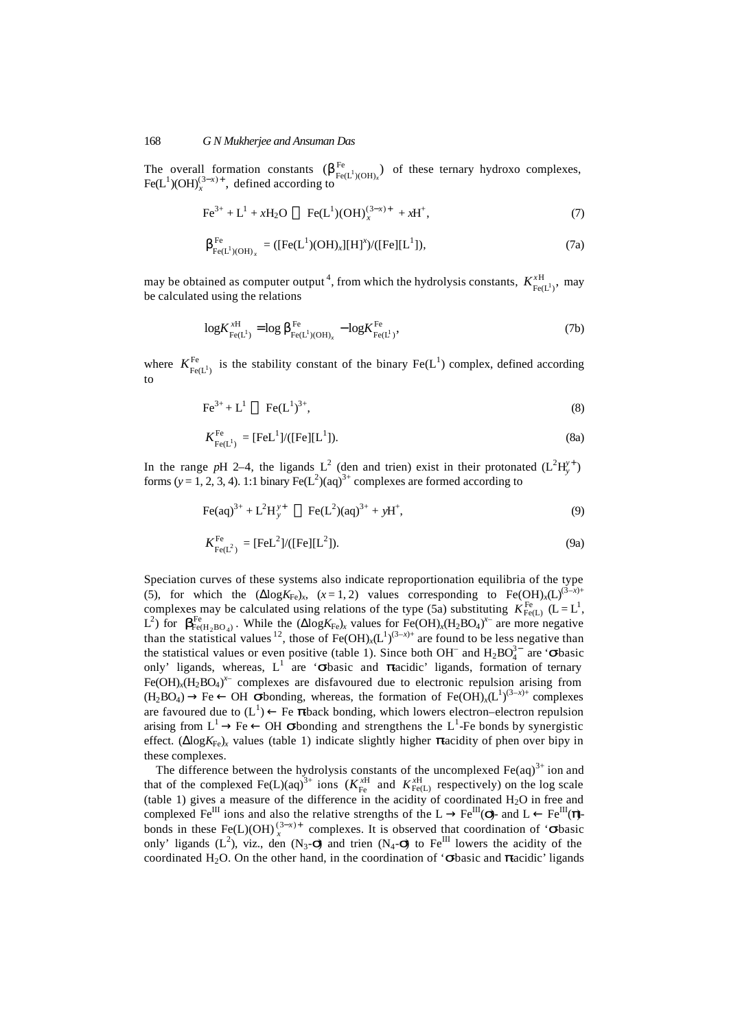The overall formation constants ($\beta^{\mathrm{Fe}}_{\mathrm{Fe(L^1)(OH)}_x}$) of these ternary hydroxo complexes, $\mathrm{Fe(L^1)(OH)}_x^{(3-x)+}$, defined according to

$$\mathrm{Fe^{3+} + L^1 + \mathit{x}H_2O \rightleftharpoons Fe(L^1)(OH)_{\mathit{x}}^{(3-\mathit{x})+} + \mathit{x}H^+}, \tag{7}$$

$$\beta^{\mathrm{Fe}}_{\mathrm{Fe(L^1)(OH)}_x} = ([\mathrm{Fe(L^1)(OH)}_x][\mathrm{H}]^x)/([\mathrm{Fe}][\mathrm{L^1}]), \tag{7a}$$

may be obtained as computer output [4], from which the hydrolysis constants, $K^{x\mathrm{H}}_{\mathrm{Fe(L^1)}}$, may be calculated using the relations

$$\log K^{x\mathrm{H}}_{\mathrm{Fe(L^1)}} = \log \beta^{\mathrm{Fe}}_{\mathrm{Fe(L^1)(OH)}_x} - \log K^{\mathrm{Fe}}_{\mathrm{Fe(L^1)}}, \tag{7b}$$

where $K^{\mathrm{Fe}}_{\mathrm{Fe(L^1)}}$ is the stability constant of the binary $\mathrm{Fe(L^1)}$ complex, defined according to

$$\mathrm{Fe^{3+} + L^1 \rightleftharpoons Fe(L^1)^{3+}}, \tag{8}$$

$$K^{\mathrm{Fe}}_{\mathrm{Fe(L^1)}} = [\mathrm{FeL^1}]/([\mathrm{Fe}][\mathrm{L^1}]). \tag{8a}$$

In the range *p*H 2–4, the ligands $\mathrm{L^2}$ (den and trien) exist in their protonated ($\mathrm{L^2H}_y^{y+}$) forms ($y = 1, 2, 3, 4$). 1:1 binary $\mathrm{Fe(L^2)(aq)^{3+}}$ complexes are formed according to

$$\mathrm{Fe(aq)^{3+} + L^2H}_y^{y+} \rightleftharpoons \mathrm{Fe(L^2)(aq)^{3+}} + y\mathrm{H^+}, \tag{9}$$

$$K^{\mathrm{Fe}}_{\mathrm{Fe(L^2)}} = [\mathrm{FeL^2}]/([\mathrm{Fe}][\mathrm{L^2}]). \tag{9a}$$

Speciation curves of these systems also indicate reproportionation equilibria of the type (5), for which the $(\Delta\log K_{\mathrm{Fe}})_x$, ($x = 1, 2$) values corresponding to $\mathrm{Fe(OH)}_x\mathrm{(L)}^{(3-x)+}$ complexes may be calculated using relations of the type (5a) substituting $K^{\mathrm{Fe}}_{\mathrm{Fe(L)}}$ ($\mathrm{L = L^1, L^2}$) for $\beta^{\mathrm{Fe}}_{\mathrm{Fe(H_2BO_4)}}$. While the $(\Delta\log K_{\mathrm{Fe}})_x$ values for $\mathrm{Fe(OH)}_x\mathrm{(H_2BO_4)}^{x-}$ are more negative than the statistical values [12], those of $\mathrm{Fe(OH)}_x\mathrm{(L^1)}^{(3-x)+}$ are found to be less negative than the statistical values or even positive (table 1). Since both $\mathrm{OH^-}$ and $\mathrm{H_2BO_4^{3-}}$ are 'σ-basic only' ligands, whereas, $\mathrm{L^1}$ are 'σ-basic and π-acidic' ligands, formation of ternary $\mathrm{Fe(OH)}_x\mathrm{(H_2BO_4)}^{x-}$ complexes are disfavoured due to electronic repulsion arising from $\mathrm{(H_2BO_4)} \rightarrow \mathrm{Fe} \leftarrow \mathrm{OH}$ σ-bonding, whereas, the formation of $\mathrm{Fe(OH)}_x\mathrm{(L^1)}^{(3-x)+}$ complexes are favoured due to $\mathrm{(L^1)} \leftarrow \mathrm{Fe}$ π-back bonding, which lowers electron–electron repulsion arising from $\mathrm{L^1} \rightarrow \mathrm{Fe} \leftarrow \mathrm{OH}$ σ-bonding and strengthens the $\mathrm{L^1}$-Fe bonds by synergistic effect. $(\Delta\log K_{\mathrm{Fe}})_x$ values (table 1) indicate slightly higher π-acidity of phen over bipy in these complexes.

The difference between the hydrolysis constants of the uncomplexed $\mathrm{Fe(aq)^{3+}}$ ion and that of the complexed $\mathrm{Fe(L)(aq)^{3+}}$ ions ($K^{x\mathrm{H}}_{\mathrm{Fe}}$ and $K^{x\mathrm{H}}_{\mathrm{Fe(L)}}$ respectively) on the log scale (table 1) gives a measure of the difference in the acidity of coordinated $\mathrm{H_2O}$ in free and complexed $\mathrm{Fe^{III}}$ ions and also the relative strengths of the $\mathrm{L} \rightarrow \mathrm{Fe^{III}}$(σ)- and $\mathrm{L} \leftarrow \mathrm{Fe^{III}}$(π)-bonds in these $\mathrm{Fe(L)(OH)}_x^{(3-x)+}$ complexes. It is observed that coordination of 'σ-basic only' ligands ($\mathrm{L^2}$), viz., den ($\mathrm{N_3}$-σ) and trien ($\mathrm{N_4}$-σ) to $\mathrm{Fe^{III}}$ lowers the acidity of the coordinated $\mathrm{H_2O}$. On the other hand, in the coordination of 'σ-basic and π-acidic' ligands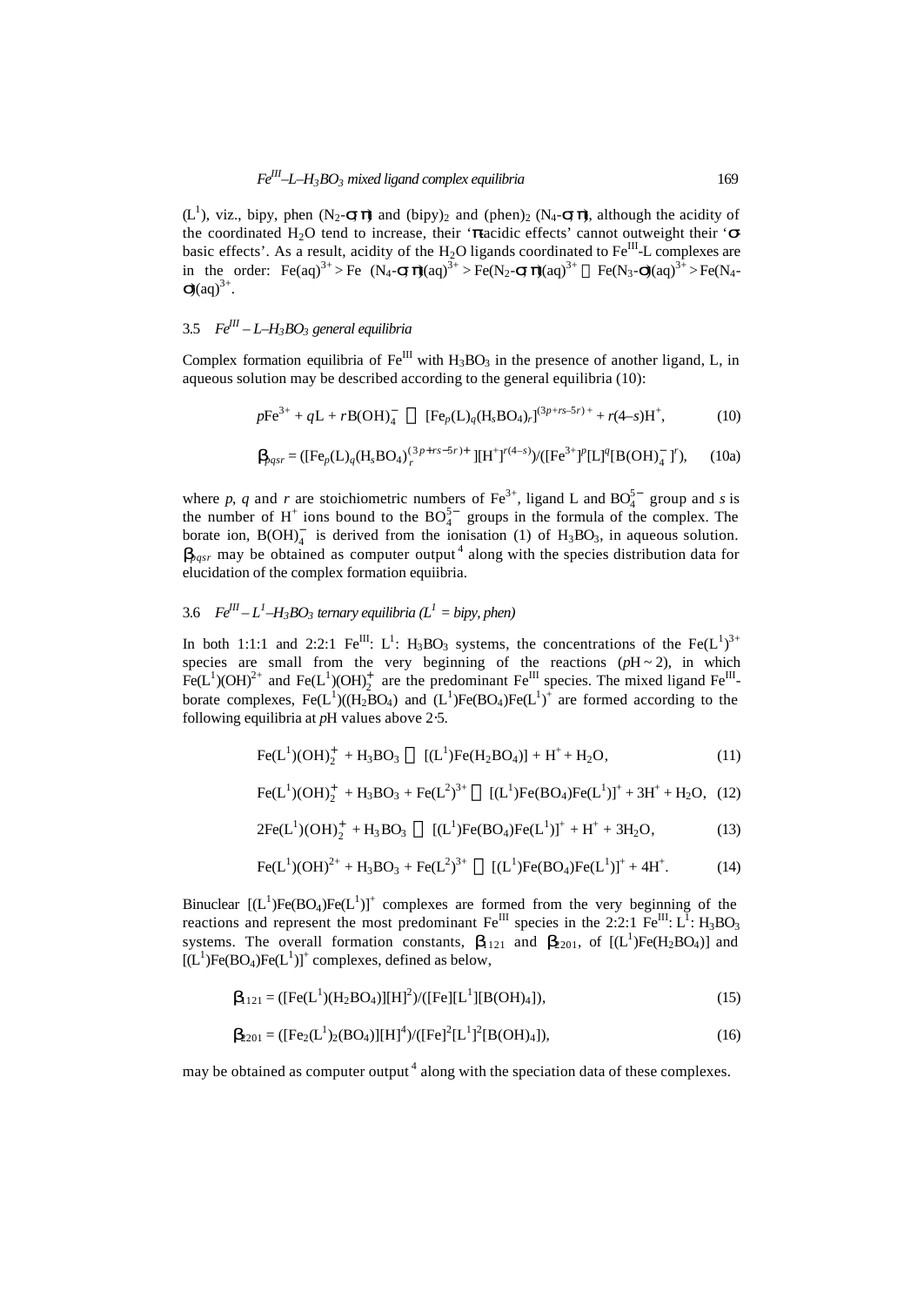($L^1$), viz., bipy, phen ($N_2$-$\sigma$,$\pi$) and $(bipy)_2$ and $(phen)_2$ ($N_4$-$\sigma$,$\pi$), although the acidity of the coordinated $H_2O$ tend to increase, their '$\pi$-acidic effects' cannot outweight their '$\sigma$-basic effects'. As a result, acidity of the $H_2O$ ligands coordinated to $Fe^{III}$-L complexes are in the order: $Fe(aq)^{3+} > Fe\ (N_4\text{-}\sigma,\pi)(aq)^{3+} > Fe(N_2\text{-}\sigma,\pi)(aq)^{3+} \approx Fe(N_3\text{-}\sigma)(aq)^{3+} > Fe(N_4\text{-}\sigma)(aq)^{3+}$.

### 3.5 *$Fe^{III}$ – L–$H_3BO_3$ general equilibria*

Complex formation equilibria of $Fe^{III}$ with $H_3BO_3$ in the presence of another ligand, L, in aqueous solution may be described according to the general equilibria (10):

$$p\mathrm{Fe}^{3+} + q\mathrm{L} + r\mathrm{B(OH)}_4^- \rightleftharpoons [\mathrm{Fe}_p(\mathrm{L})_q(\mathrm{H}_s\mathrm{BO}_4)_r]^{(3p+rs-5r)+} + r(4-s)\mathrm{H}^+, \tag{10}$$

$$\beta_{pqsr} = ([\mathrm{Fe}_p(\mathrm{L})_q(\mathrm{H}_s\mathrm{BO}_4)_r^{(3p+rs-5r)+}][\mathrm{H}^+]^{r(4-s)})/([\mathrm{Fe}^{3+}]^p[\mathrm{L}]^q[\mathrm{B(OH)}_4^-]^r), \tag{10a}$$

where *p*, *q* and *r* are stoichiometric numbers of $Fe^{3+}$, ligand L and $BO_4^{5-}$ group and *s* is the number of $H^+$ ions bound to the $BO_4^{5-}$ groups in the formula of the complex. The borate ion, $B(OH)_4^-$ is derived from the ionisation (1) of $H_3BO_3$, in aqueous solution. $\beta_{pqsr}$ may be obtained as computer output [4] along with the species distribution data for elucidation of the complex formation equiibria.

### 3.6 *$Fe^{III}$ – $L^1$–$H_3BO_3$ ternary equilibria ($L^1$ = bipy, phen)*

In both 1:1:1 and 2:2:1 $Fe^{III}$: $L^1$: $H_3BO_3$ systems, the concentrations of the $Fe(L^1)^{3+}$ species are small from the very beginning of the reactions ($p$H ~ 2), in which $Fe(L^1)(OH)^{2+}$ and $Fe(L^1)(OH)_2^+$ are the predominant $Fe^{III}$ species. The mixed ligand $Fe^{III}$-borate complexes, $Fe(L^1)((H_2BO_4)$ and $(L^1)Fe(BO_4)Fe(L^1)^+$ are formed according to the following equilibria at $p$H values above 2·5.

$$\mathrm{Fe(L^1)(OH)_2^+} + \mathrm{H_3BO_3} \rightleftharpoons [\mathrm{(L^1)Fe(H_2BO_4)}] + \mathrm{H^+} + \mathrm{H_2O}, \tag{11}$$

$$\mathrm{Fe(L^1)(OH)_2^+} + \mathrm{H_3BO_3} + \mathrm{Fe(L^2)^{3+}} \rightleftharpoons [\mathrm{(L^1)Fe(BO_4)Fe(L^1)}]^+ + 3\mathrm{H^+} + \mathrm{H_2O}, \tag{12}$$

$$2\mathrm{Fe(L^1)(OH)_2^+} + \mathrm{H_3BO_3} \rightleftharpoons [\mathrm{(L^1)Fe(BO_4)Fe(L^1)}]^+ + \mathrm{H^+} + 3\mathrm{H_2O}, \tag{13}$$

$$\mathrm{Fe(L^1)(OH)^{2+}} + \mathrm{H_3BO_3} + \mathrm{Fe(L^2)^{3+}} \rightleftharpoons [\mathrm{(L^1)Fe(BO_4)Fe(L^1)}]^+ + 4\mathrm{H^+}. \tag{14}$$

Binuclear $[(L^1)Fe(BO_4)Fe(L^1)]^+$ complexes are formed from the very beginning of the reactions and represent the most predominant $Fe^{III}$ species in the 2:2:1 $Fe^{III}$: $L^1$: $H_3BO_3$ systems. The overall formation constants, $\beta_{1121}$ and $\beta_{2201}$, of $[(L^1)Fe(H_2BO_4)]$ and $[(L^1)Fe(BO_4)Fe(L^1)]^+$ complexes, defined as below,

$$\beta_{1121} = ([\mathrm{Fe(L^1)(H_2BO_4)}][\mathrm{H}]^2)/([\mathrm{Fe}][\mathrm{L^1}][\mathrm{B(OH)_4}]), \tag{15}$$

$$\beta_{2201} = ([\mathrm{Fe_2(L^1)_2(BO_4)}][\mathrm{H}]^4)/([\mathrm{Fe}]^2[\mathrm{L^1}]^2[\mathrm{B(OH)_4}]), \tag{16}$$

may be obtained as computer output [4] along with the speciation data of these complexes.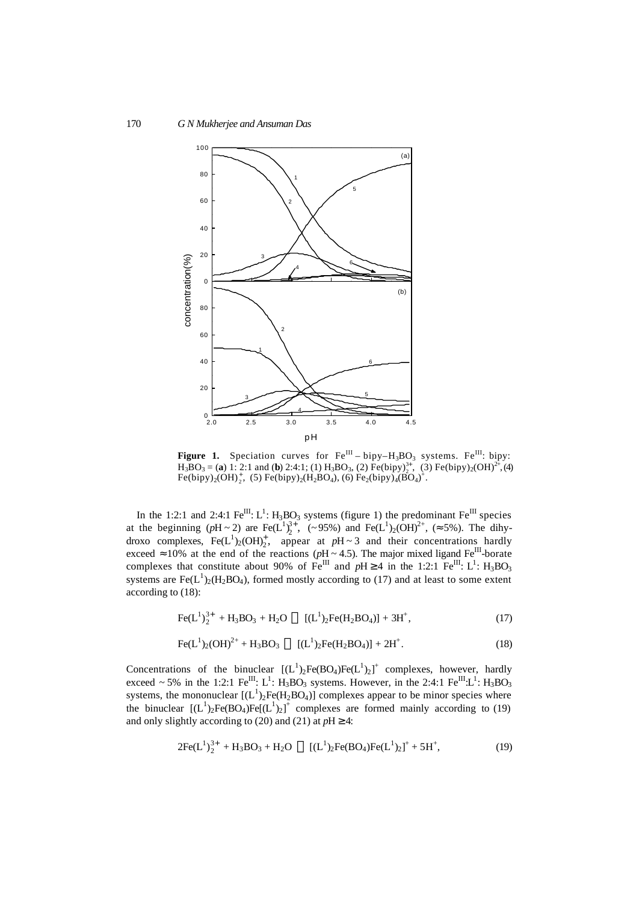(a)

100

80

60

40

20

0

(b)

80

60

40

20

0

2.0 2.5 3.0 3.5 4.0 4.5

pH

concentration(%)

**Figure 1.** Speciation curves for $Fe^{III}$ – bipy–$H_3BO_3$ systems. $Fe^{III}$: bipy: $H_3BO_3$ = (**a**) 1: 2:1 and (**b**) 2:4:1; (1) $H_3BO_3$, (2) $Fe(bipy)_2^{3+}$, (3) $Fe(bipy)_2(OH)^{2+}$, (4) $Fe(bipy)_2(OH)_2^{+}$, (5) $Fe(bipy)_2(H_2BO_4)$, (6) $Fe_2(bipy)_4(BO_4)^{+}$.

In the 1:2:1 and 2:4:1 $Fe^{III}$: $L^1$: $H_3BO_3$ systems (figure 1) the predominant $Fe^{III}$ species at the beginning ($p$H ~ 2) are $Fe(L^1)_2^{3+}$, (~ 95%) and $Fe(L^1)_2(OH)^{2+}$, (≈ 5%). The dihydroxo complexes, $Fe(L^1)_2(OH)_2^{+}$, appear at $p$H ~ 3 and their concentrations hardly exceed ≈ 10% at the end of the reactions ($p$H ~ 4.5). The major mixed ligand $Fe^{III}$-borate complexes that constitute about 90% of $Fe^{III}$ and $p$H ≥ 4 in the 1:2:1 $Fe^{III}$: $L^1$: $H_3BO_3$ systems are $Fe(L^1)_2(H_2BO_4)$, formed mostly according to (17) and at least to some extent according to (18):

$$Fe(L^1)_2^{3+} + H_3BO_3 + H_2O \rightleftharpoons [(L^1)_2Fe(H_2BO_4)] + 3H^+, \tag{17}$$

$$Fe(L^1)_2(OH)^{2+} + H_3BO_3 \rightleftharpoons [(L^1)_2Fe(H_2BO_4)] + 2H^+. \tag{18}$$

Concentrations of the binuclear $[(L^1)_2Fe(BO_4)Fe(L^1)_2]^+$ complexes, however, hardly exceed ~ 5% in the 1:2:1 $Fe^{III}$: $L^1$: $H_3BO_3$ systems. However, in the 2:4:1 $Fe^{III}$:$L^1$: $H_3BO_3$ systems, the mononuclear $[(L^1)_2Fe(H_2BO_4)]$ complexes appear to be minor species where the binuclear $[(L^1)_2Fe(BO_4)Fe[(L^1)_2]^+$ complexes are formed mainly according to (19) and only slightly according to (20) and (21) at $p$H ≥ 4:

$$2Fe(L^1)_2^{3+} + H_3BO_3 + H_2O \rightleftharpoons [(L^1)_2Fe(BO_4)Fe(L^1)_2]^+ + 5H^+, \tag{19}$$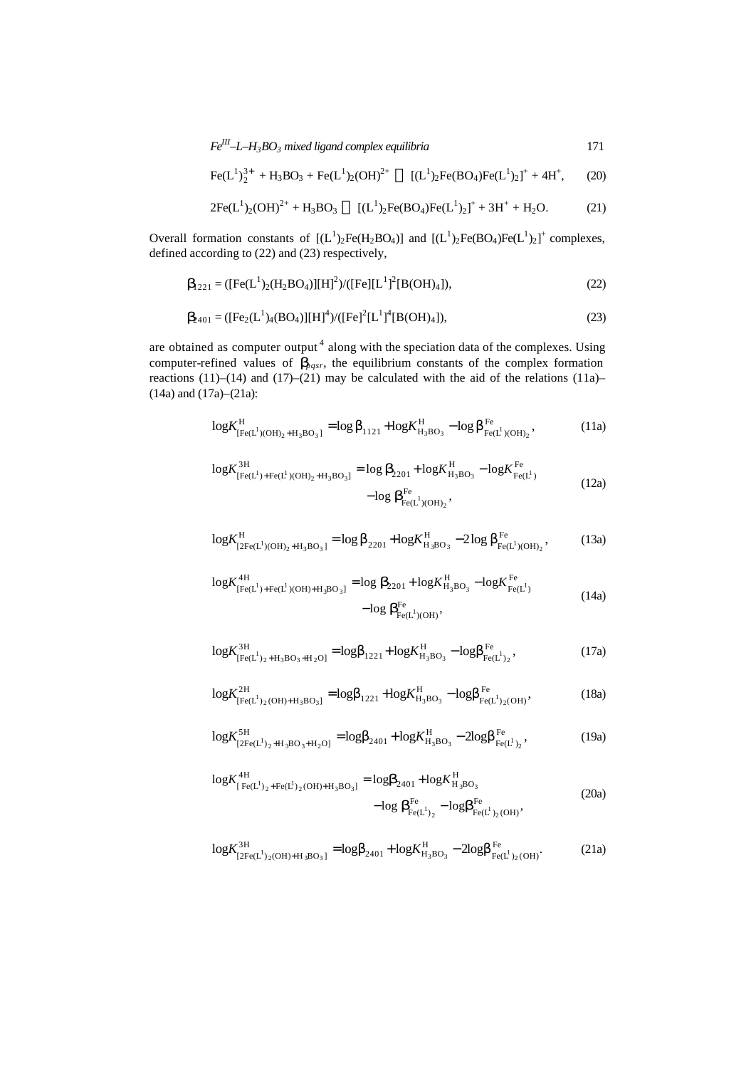$$\mathrm{Fe(L^1)_2^{3+} + H_3BO_3 + Fe(L^1)_2(OH)^{2+} \rightleftharpoons [(L^1)_2Fe(BO_4)Fe(L^1)_2]^+ + 4H^+}, \tag{20}$$

$$\mathrm{2Fe(L^1)_2(OH)^{2+} + H_3BO_3 \rightleftharpoons [(L^1)_2Fe(BO_4)Fe(L^1)_2]^+ + 3H^+ + H_2O}. \tag{21}$$

Overall formation constants of $[(L^1)_2Fe(H_2BO_4)]$ and $[(L^1)_2Fe(BO_4)Fe(L^1)_2]^+$ complexes, defined according to (22) and (23) respectively,

$$\beta_{1221} = ([\mathrm{Fe(L^1)_2(H_2BO_4)}][\mathrm{H}]^2)/([\mathrm{Fe}][\mathrm{L^1}]^2[\mathrm{B(OH)_4}]), \tag{22}$$

$$\beta_{2401} = ([\mathrm{Fe_2(L^1)_4(BO_4)}][\mathrm{H}]^4)/([\mathrm{Fe}]^2[\mathrm{L^1}]^4[\mathrm{B(OH)_4}]), \tag{23}$$

are obtained as computer output [4] along with the speciation data of the complexes. Using computer-refined values of $\beta_{pqsr}$, the equilibrium constants of the complex formation reactions (11)–(14) and (17)–(21) may be calculated with the aid of the relations (11a)–(14a) and (17a)–(21a):

$$\log K^{\mathrm{H}}_{[\mathrm{Fe(L^1)(OH)_2+H_3BO_3}]} = \log\beta_{1121} + \log K^{\mathrm{H}}_{\mathrm{H_3BO_3}} - \log\beta^{\mathrm{Fe}}_{\mathrm{Fe(L^1)(OH)_2}}, \tag{11a}$$

$$\log K^{3\mathrm{H}}_{[\mathrm{Fe(L^1)+Fe(L^1)(OH)_2+H_3BO_3}]} = \log\beta_{2201} + \log K^{\mathrm{H}}_{\mathrm{H_3BO_3}} - \log K^{\mathrm{Fe}}_{\mathrm{Fe(L^1)}} - \log\beta^{\mathrm{Fe}}_{\mathrm{Fe(L^1)(OH)_2}}, \tag{12a}$$

$$\log K^{\mathrm{H}}_{[\mathrm{2Fe(L^1)(OH)_2+H_3BO_3}]} = \log\beta_{2201} + \log K^{\mathrm{H}}_{\mathrm{H_3BO_3}} - 2\log\beta^{\mathrm{Fe}}_{\mathrm{Fe(L^1)(OH)_2}}, \tag{13a}$$

$$\log K^{4\mathrm{H}}_{[\mathrm{Fe(L^1)+Fe(L^1)(OH)+H_3BO_3}]} = \log\beta_{2201} + \log K^{\mathrm{H}}_{\mathrm{H_3BO_3}} - \log K^{\mathrm{Fe}}_{\mathrm{Fe(L^1)}} - \log\beta^{\mathrm{Fe}}_{\mathrm{Fe(L^1)(OH)}}, \tag{14a}$$

$$\log K^{3\mathrm{H}}_{[\mathrm{Fe(L^1)_2+H_3BO_3+H_2O}]} = \log\beta_{1221} + \log K^{\mathrm{H}}_{\mathrm{H_3BO_3}} - \log\beta^{\mathrm{Fe}}_{\mathrm{Fe(L^1)_2}}, \tag{17a}$$

$$\log K^{2\mathrm{H}}_{[\mathrm{Fe(L^1)_2(OH)+H_3BO_3}]} = \log\beta_{1221} + \log K^{\mathrm{H}}_{\mathrm{H_3BO_3}} - \log\beta^{\mathrm{Fe}}_{\mathrm{Fe(L^1)_2(OH)}}, \tag{18a}$$

$$\log K^{5\mathrm{H}}_{[\mathrm{2Fe(L^1)_2+H_3BO_3+H_2O}]} = \log\beta_{2401} + \log K^{\mathrm{H}}_{\mathrm{H_3BO_3}} - 2\log\beta^{\mathrm{Fe}}_{\mathrm{Fe(L^1)_2}}, \tag{19a}$$

$$\log K^{4\mathrm{H}}_{[\mathrm{Fe(L^1)_2+Fe(L^1)_2(OH)+H_3BO_3}]} = \log\beta_{2401} + \log K^{\mathrm{H}}_{\mathrm{H_3BO_3}} - \log\beta^{\mathrm{Fe}}_{\mathrm{Fe(L^1)_2}} - \log\beta^{\mathrm{Fe}}_{\mathrm{Fe(L^1)_2(OH)}}, \tag{20a}$$

$$\log K^{3\mathrm{H}}_{[\mathrm{2Fe(L^1)_2(OH)+H_3BO_3}]} = \log\beta_{2401} + \log K^{\mathrm{H}}_{\mathrm{H_3BO_3}} - 2\log\beta^{\mathrm{Fe}}_{\mathrm{Fe(L^1)_2(OH)}}. \tag{21a}$$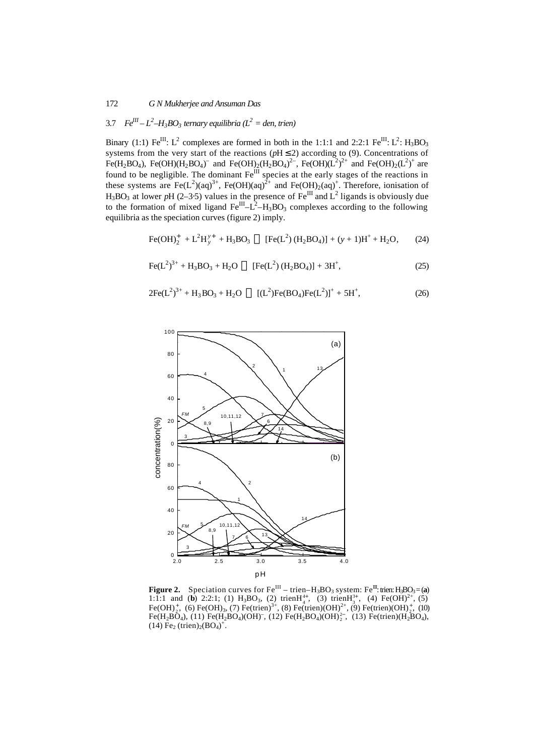### 3.7 $Fe^{III} – L^2–H_3BO_3$ ternary equilibria ($L^2$ = den, trien)

Binary (1:1) $Fe^{III}$: $L^2$ complexes are formed in both in the 1:1:1 and 2:2:1 $Fe^{III}$: $L^2$: $H_3BO_3$ systems from the very start of the reactions ($p$H ≤ 2) according to (9). Concentrations of $Fe(H_2BO_4)$, $Fe(OH)(H_2BO_4)^-$ and $Fe(OH)_2(H_2BO_4)^{2-}$, $Fe(OH)(L^2)^{2+}$ and $Fe(OH)_2(L^2)^+$ are found to be negligible. The dominant $Fe^{III}$ species at the early stages of the reactions in these systems are $Fe(L^2)(aq)^{3+}$, $Fe(OH)(aq)^{2+}$ and $Fe(OH)_2(aq)^+$. Therefore, ionisation of $H_3BO_3$ at lower $p$H (2–3·5) values in the presence of $Fe^{III}$ and $L^2$ ligands is obviously due to the formation of mixed ligand $Fe^{III}–L^2–H_3BO_3$ complexes according to the following equilibria as the speciation curves (figure 2) imply.

$$Fe(OH)_2^+ + L^2H_y^{y+} + H_3BO_3 \rightleftharpoons [Fe(L^2)(H_2BO_4)] + (y+1)H^+ + H_2O, \qquad (24)$$

$$Fe(L^2)^{3+} + H_3BO_3 + H_2O \rightleftharpoons [Fe(L^2)(H_2BO_4)] + 3H^+, \qquad (25)$$

$$2Fe(L^2)^{3+} + H_3BO_3 + H_2O \rightleftharpoons [(L^2)Fe(BO_4)Fe(L^2)]^+ + 5H^+, \qquad (26)$$

(a)
(b)
concentration(%)
pH
100
80
60
40
20
0
2.0
2.5
3.0
3.5
4.0
1
2
3
4
5
6
7
8,9
10,11,12
13
14
FM

**Figure 2.** Speciation curves for $Fe^{III}$ – trien–$H_3BO_3$ system: $Fe^{III}$: trien: $H_3BO_3$ = (**a**) 1:1:1 and (**b**) 2:2:1; (1) $H_3BO_3$, (2) trien$H_4^{4+}$, (3) trien$H_3^{3+}$, (4) $Fe(OH)^{2+}$, (5) $Fe(OH)_2^+$, (6) $Fe(OH)_3$, (7) $Fe(trien)^{3+}$, (8) $Fe(trien)(OH)^{2+}$, (9) $Fe(trien)(OH)_2^+$, (10) $Fe(H_2BO_4)$, (11) $Fe(H_2BO_4)(OH)^-$, (12) $Fe(H_2BO_4)(OH)_2^{2-}$, (13) $Fe(trien)(H_2BO_4)$, (14) $Fe_2(trien)_2(BO_4)^+$.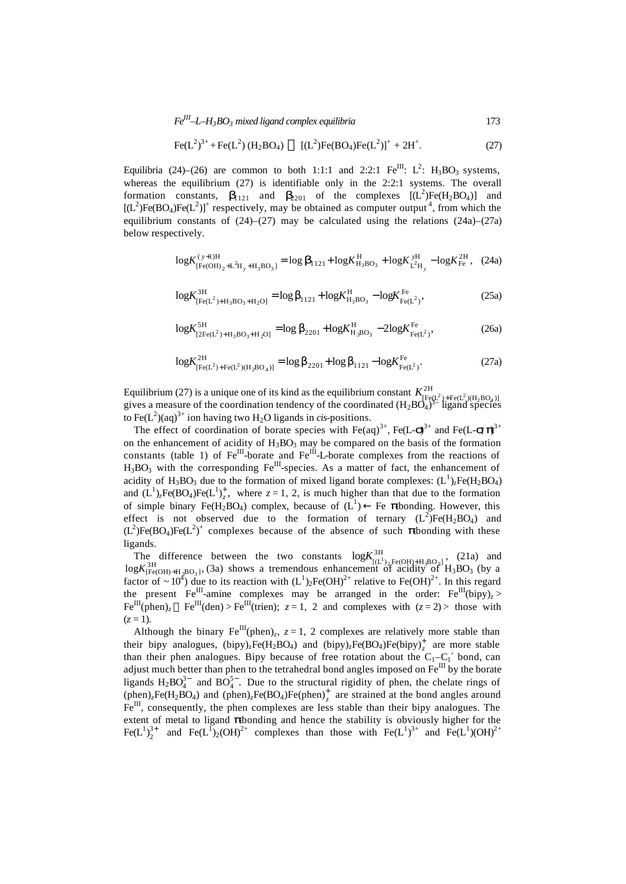$$Fe(L^2)^{3+} + Fe(L^2)\,(H_2BO_4) \rightleftharpoons [(L^2)Fe(BO_4)Fe(L^2)]^+ + 2H^+. \tag{27}$$

Equilibria (24)–(26) are common to both 1:1:1 and 2:2:1 $Fe^{III}$: $L^2$: $H_3BO_3$ systems, whereas the equilibrium (27) is identifiable only in the 2:2:1 systems. The overall formation constants, $\beta_{1121}$ and $\beta_{2201}$ of the complexes $[(L^2)Fe(H_2BO_4)]$ and $[(L^2)Fe(BO_4)Fe(L^2)]^+$ respectively, may be obtained as computer output[4], from which the equilibrium constants of (24)–(27) may be calculated using the relations (24a)–(27a) below respectively.

$$\log K^{(y+1)H}_{[Fe(OH)_2+L^2H_y+H_3BO_3]} = \log\beta_{1121} + \log K^{H}_{H_3BO_3} + \log K^{yH}_{L^2H_y} - \log K^{2H}_{Fe}, \tag{24a}$$

$$\log K^{3H}_{[Fe(L^2)+H_3BO_3+H_2O]} = \log\beta_{1121} + \log K^{H}_{H_3BO_3} - \log K^{Fe}_{Fe(L^2)}, \tag{25a}$$

$$\log K^{5H}_{[2Fe(L^2)+H_3BO_3+H_2O]} = \log\beta_{2201} + \log K^{H}_{H_3BO_3} - 2\log K^{Fe}_{Fe(L^2)}, \tag{26a}$$

$$\log K^{2H}_{[Fe(L^2)+Fe(L^2)(H_2BO_4)]} = \log\beta_{2201} + \log\beta_{1121} - \log K^{Fe}_{Fe(L^2)}. \tag{27a}$$

Equilibrium (27) is a unique one of its kind as the equilibrium constant $K^{2H}_{[Fe(L^2)+Fe(L^2)(H_2BO_4)]}$ gives a measure of the coordination tendency of the coordinated $(H_2BO_4)^{3-}$ ligand species to $Fe(L^2)(aq)^{3+}$ ion having two $H_2O$ ligands in *cis*-positions.

The effect of coordination of borate species with $Fe(aq)^{3+}$, $Fe(L\text{-}\sigma)^{3+}$ and $Fe(L\text{-}\sigma,\pi)^{3+}$ on the enhancement of acidity of $H_3BO_3$ may be compared on the basis of the formation constants (table 1) of $Fe^{III}$-borate and $Fe^{III}$-L-borate complexes from the reactions of $H_3BO_3$ with the corresponding $Fe^{III}$-species. As a matter of fact, the enhancement of acidity of $H_3BO_3$ due to the formation of mixed ligand borate complexes: $(L^1)_zFe(H_2BO_4)$ and $(L^1)_zFe(BO_4)Fe(L^1)_z^+$, where $z = 1$, 2, is much higher than that due to the formation of simple binary $Fe(H_2BO_4)$ complex, because of $(L^1) \leftarrow Fe$ $\pi$-bonding. However, this effect is not observed due to the formation of ternary $(L^2)Fe(H_2BO_4)$ and $(L^2)Fe(BO_4)Fe(L^2)^+$ complexes because of the absence of such $\pi$-bonding with these ligands.

The difference between the two constants $\log K^{3H}_{[(L^1)_2Fe(OH)+H_3BO_3]}$, (21a) and $\log K^{3H}_{[Fe(OH)+H_3BO_3]}$, (3a) shows a tremendous enhancement of acidity of $H_3BO_3$ (by a factor of $\sim 10^4$) due to its reaction with $(L^1)_2Fe(OH)^{2+}$ relative to $Fe(OH)^{2+}$. In this regard the present $Fe^{III}$-amine complexes may be arranged in the order: $Fe^{III}(bipy)_z >$ $Fe^{III}(phen)_z \gg Fe^{III}(den) > Fe^{III}(trien)$; $z = 1$, 2 and complexes with $(z = 2) >$ those with $(z = 1)$.

Although the binary $Fe^{III}(phen)_z$, $z = 1$, 2 complexes are relatively more stable than their bipy analogues, $(bipy)_zFe(H_2BO_4)$ and $(bipy)_zFe(BO_4)Fe(bipy)_z^+$ are more stable than their phen analogues. Bipy because of free rotation about the $C_1$–$C_1'$ bond, can adjust much better than phen to the tetrahedral bond angles imposed on $Fe^{III}$ by the borate ligands $H_2BO_4^{3-}$ and $BO_4^{5-}$. Due to the structural rigidity of phen, the chelate rings of $(phen)_zFe(H_2BO_4)$ and $(phen)_zFe(BO_4)Fe(phen)_z^+$ are strained at the bond angles around $Fe^{III}$, consequently, the phen complexes are less stable than their bipy analogues. The extent of metal to ligand $\pi$-bonding and hence the stability is obviously higher for the $Fe(L^1)_2^{3+}$ and $Fe(L^1)_2(OH)^{2+}$ complexes than those with $Fe(L^1)^{3+}$ and $Fe(L^1)(OH)^{2+}$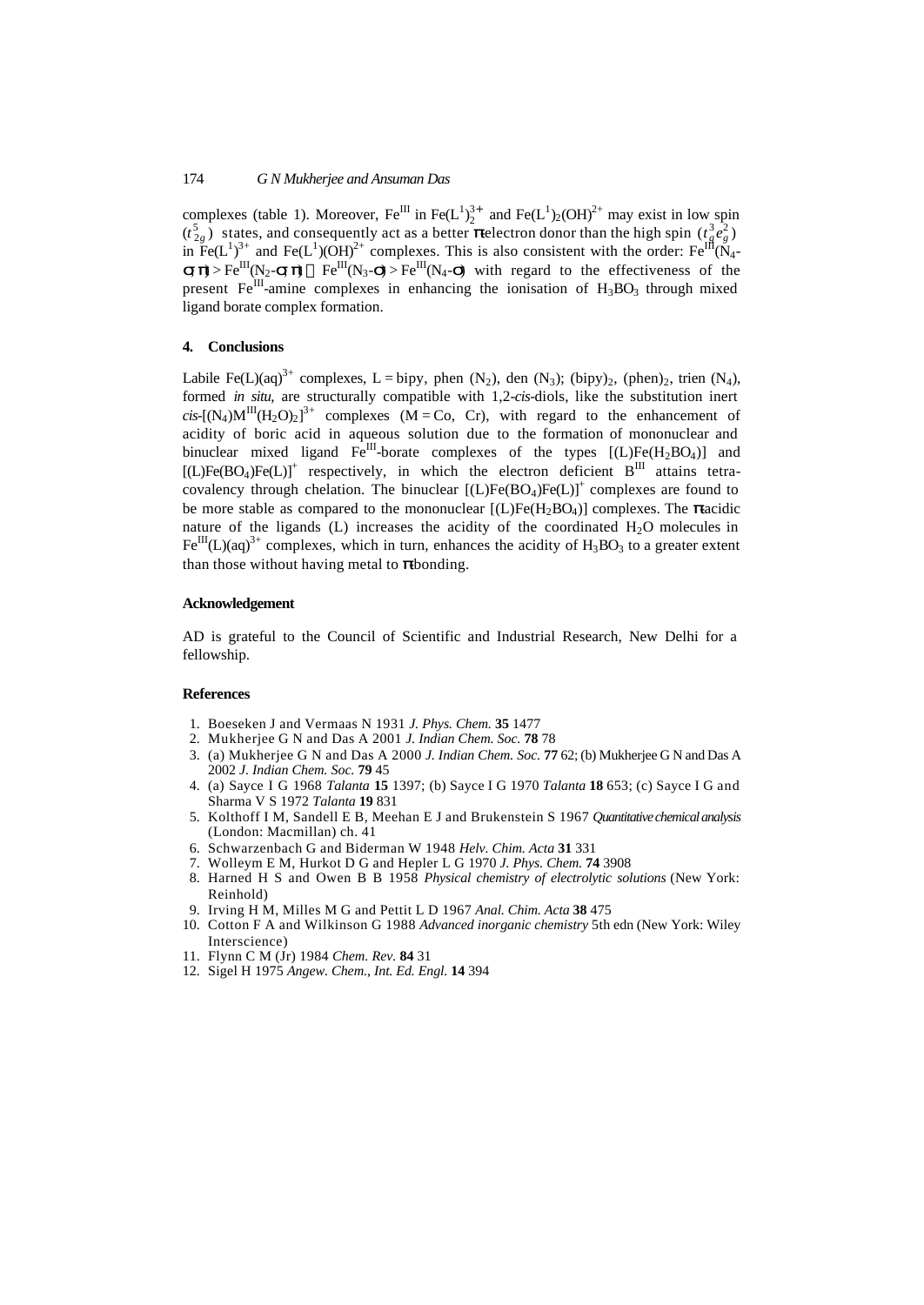complexes (table 1). Moreover, $Fe^{III}$ in $Fe(L^1)_2^{3+}$ and $Fe(L^1)_2(OH)^{2+}$ may exist in low spin $(t_{2g}^5)$ states, and consequently act as a better π-electron donor than the high spin $(t_g^3 e_g^2)$ in $Fe(L^1)^{3+}$ and $Fe(L^1)(OH)^{2+}$ complexes. This is also consistent with the order: $Fe^{III}$($N_4$-σ,π) > $Fe^{III}$($N_2$-σ,π) ≥ $Fe^{III}$($N_3$-σ) > $Fe^{III}$($N_4$-σ) with regard to the effectiveness of the present $Fe^{III}$-amine complexes in enhancing the ionisation of $H_3BO_3$ through mixed ligand borate complex formation.

## 4. Conclusions

Labile $Fe(L)(aq)^{3+}$ complexes, L = bipy, phen ($N_2$), den ($N_3$); $(bipy)_2$, $(phen)_2$, trien ($N_4$), formed *in situ*, are structurally compatible with 1,2-*cis*-diols, like the substitution inert *cis*-$[(N_4)M^{III}(H_2O)_2]^{3+}$ complexes (M = Co, Cr), with regard to the enhancement of acidity of boric acid in aqueous solution due to the formation of mononuclear and binuclear mixed ligand $Fe^{III}$-borate complexes of the types $[(L)Fe(H_2BO_4)]$ and $[(L)Fe(BO_4)Fe(L)]^+$ respectively, in which the electron deficient $B^{III}$ attains tetra-covalency through chelation. The binuclear $[(L)Fe(BO_4)Fe(L)]^+$ complexes are found to be more stable as compared to the mononuclear $[(L)Fe(H_2BO_4)]$ complexes. The π-acidic nature of the ligands (L) increases the acidity of the coordinated $H_2O$ molecules in $Fe^{III}(L)(aq)^{3+}$ complexes, which in turn, enhances the acidity of $H_3BO_3$ to a greater extent than those without having metal to π-bonding.

## Acknowledgement

AD is grateful to the Council of Scientific and Industrial Research, New Delhi for a fellowship.

## References

1. Boeseken J and Vermaas N 1931 *J. Phys. Chem.* **35** 1477
2. Mukherjee G N and Das A 2001 *J. Indian Chem. Soc.* **78** 78
3. (a) Mukherjee G N and Das A 2000 *J. Indian Chem. Soc.* **77** 62; (b) Mukherjee G N and Das A 2002 *J. Indian Chem. Soc.* **79** 45
4. (a) Sayce I G 1968 *Talanta* **15** 1397; (b) Sayce I G 1970 *Talanta* **18** 653; (c) Sayce I G and Sharma V S 1972 *Talanta* **19** 831
5. Kolthoff I M, Sandell E B, Meehan E J and Brukenstein S 1967 *Quantitative chemical analysis* (London: Macmillan) ch. 41
6. Schwarzenbach G and Biderman W 1948 *Helv. Chim. Acta* **31** 331
7. Wolleym E M, Hurkot D G and Hepler L G 1970 *J. Phys. Chem.* **74** 3908
8. Harned H S and Owen B B 1958 *Physical chemistry of electrolytic solutions* (New York: Reinhold)
9. Irving H M, Milles M G and Pettit L D 1967 *Anal. Chim. Acta* **38** 475
10. Cotton F A and Wilkinson G 1988 *Advanced inorganic chemistry* 5th edn (New York: Wiley Interscience)
11. Flynn C M (Jr) 1984 *Chem. Rev.* **84** 31
12. Sigel H 1975 *Angew. Chem., Int. Ed. Engl.* **14** 394